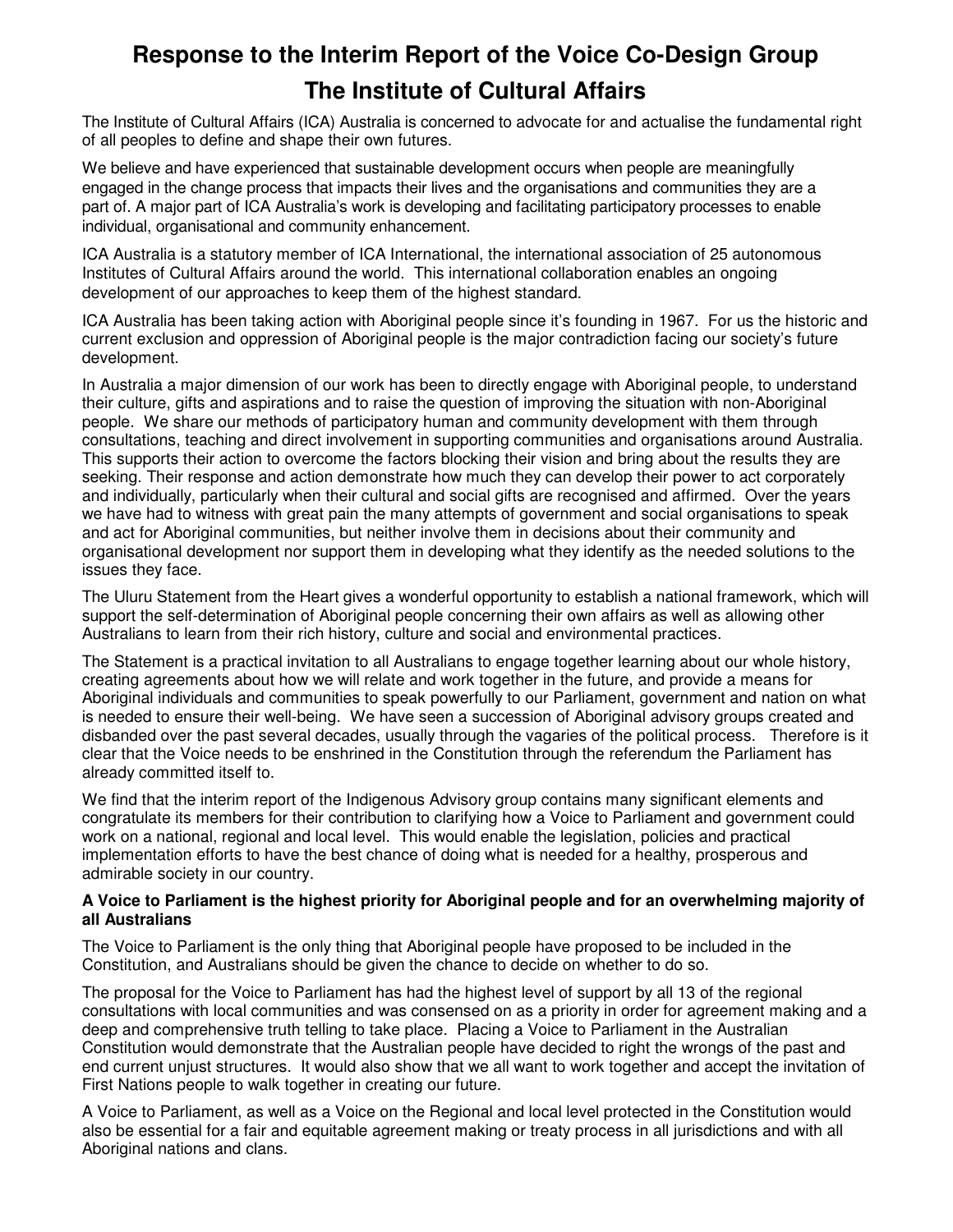# Response to the Interim Report of the Voice Co-Design Group

# The Institute of Cultural Affairs

The Institute of Cultural Affairs (ICA) Australia is concerned to advocate for and actualise the fundamental right of all peoples to define and shape their own futures.

We believe and have experienced that sustainable development occurs when people are meaningfully engaged in the change process that impacts their lives and the organisations and communities they are a part of. A major part of ICA Australia's work is developing and facilitating participatory processes to enable individual, organisational and community enhancement.

ICA Australia is a statutory member of ICA International, the international association of 25 autonomous Institutes of Cultural Affairs around the world. This international collaboration enables an ongoing development of our approaches to keep them of the highest standard.

ICA Australia has been taking action with Aboriginal people since it's founding in 1967. For us the historic and current exclusion and oppression of Aboriginal people is the major contradiction facing our society's future development.

In Australia a major dimension of our work has been to directly engage with Aboriginal people, to understand their culture, gifts and aspirations and to raise the question of improving the situation with non-Aboriginal people. We share our methods of participatory human and community development with them through consultations, teaching and direct involvement in supporting communities and organisations around Australia. This supports their action to overcome the factors blocking their vision and bring about the results they are seeking. Their response and action demonstrate how much they can develop their power to act corporately and individually, particularly when their cultural and social gifts are recognised and affirmed. Over the years we have had to witness with great pain the many attempts of government and social organisations to speak and act for Aboriginal communities, but neither involve them in decisions about their community and organisational development nor support them in developing what they identify as the needed solutions to the issues they face.

The Uluru Statement from the Heart gives a wonderful opportunity to establish a national framework, which will support the self-determination of Aboriginal people concerning their own affairs as well as allowing other Australians to learn from their rich history, culture and social and environmental practices.

The Statement is a practical invitation to all Australians to engage together learning about our whole history, creating agreements about how we will relate and work together in the future, and provide a means for Aboriginal individuals and communities to speak powerfully to our Parliament, government and nation on what is needed to ensure their well-being. We have seen a succession of Aboriginal advisory groups created and disbanded over the past several decades, usually through the vagaries of the political process. Therefore is it clear that the Voice needs to be enshrined in the Constitution through the referendum the Parliament has already committed itself to.

We find that the interim report of the Indigenous Advisory group contains many significant elements and congratulate its members for their contribution to clarifying how a Voice to Parliament and government could work on a national, regional and local level. This would enable the legislation, policies and practical implementation efforts to have the best chance of doing what is needed for a healthy, prosperous and admirable society in our country.

**A Voice to Parliament is the highest priority for Aboriginal people and for an overwhelming majority of all Australians**

The Voice to Parliament is the only thing that Aboriginal people have proposed to be included in the Constitution, and Australians should be given the chance to decide on whether to do so.

The proposal for the Voice to Parliament has had the highest level of support by all 13 of the regional consultations with local communities and was consensed on as a priority in order for agreement making and a deep and comprehensive truth telling to take place. Placing a Voice to Parliament in the Australian Constitution would demonstrate that the Australian people have decided to right the wrongs of the past and end current unjust structures. It would also show that we all want to work together and accept the invitation of First Nations people to walk together in creating our future.

A Voice to Parliament, as well as a Voice on the Regional and local level protected in the Constitution would also be essential for a fair and equitable agreement making or treaty process in all jurisdictions and with all Aboriginal nations and clans.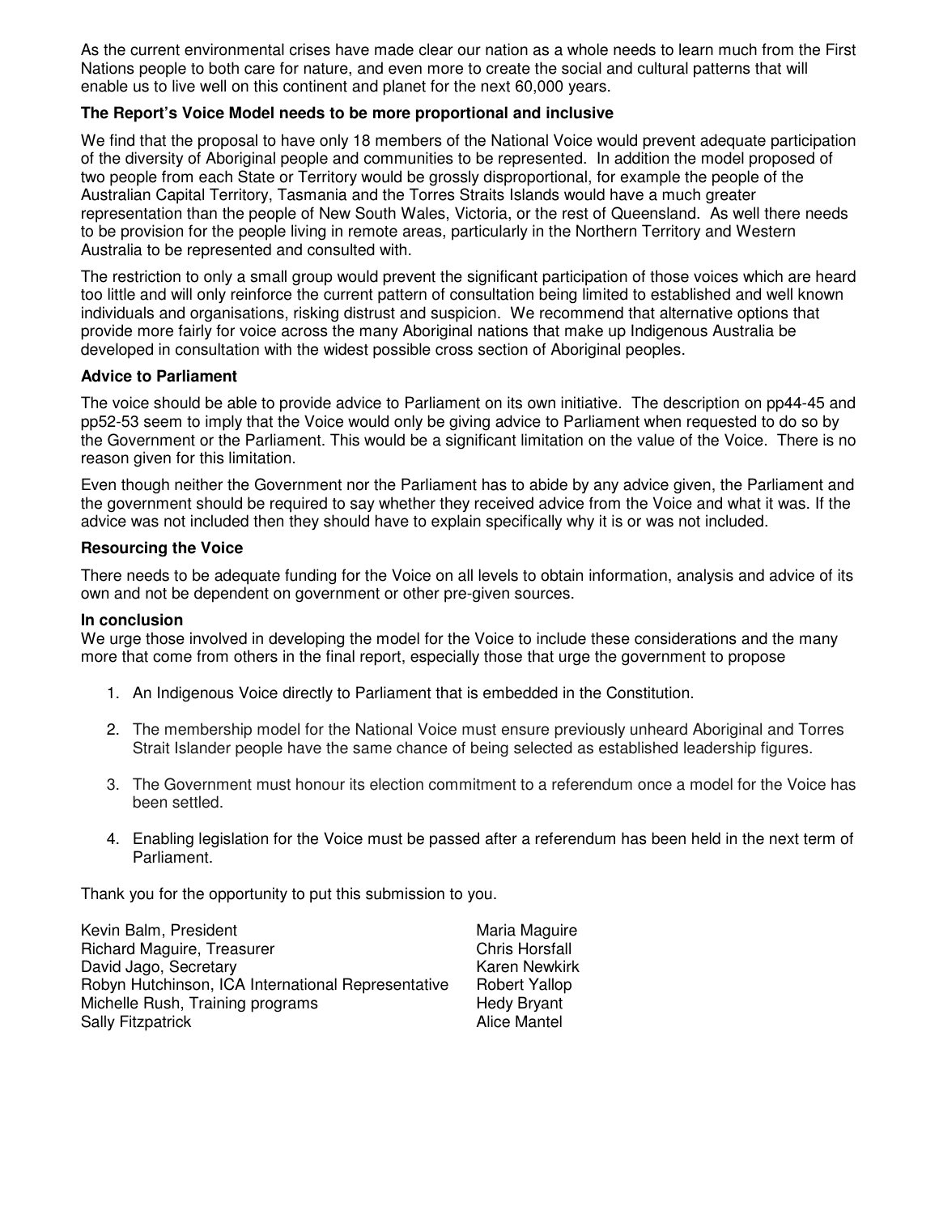As the current environmental crises have made clear our nation as a whole needs to learn much from the First Nations people to both care for nature, and even more to create the social and cultural patterns that will enable us to live well on this continent and planet for the next 60,000 years.

**The Report's Voice Model needs to be more proportional and inclusive**

We find that the proposal to have only 18 members of the National Voice would prevent adequate participation of the diversity of Aboriginal people and communities to be represented. In addition the model proposed of two people from each State or Territory would be grossly disproportional, for example the people of the Australian Capital Territory, Tasmania and the Torres Straits Islands would have a much greater representation than the people of New South Wales, Victoria, or the rest of Queensland. As well there needs to be provision for the people living in remote areas, particularly in the Northern Territory and Western Australia to be represented and consulted with.

The restriction to only a small group would prevent the significant participation of those voices which are heard too little and will only reinforce the current pattern of consultation being limited to established and well known individuals and organisations, risking distrust and suspicion. We recommend that alternative options that provide more fairly for voice across the many Aboriginal nations that make up Indigenous Australia be developed in consultation with the widest possible cross section of Aboriginal peoples.

**Advice to Parliament**

The voice should be able to provide advice to Parliament on its own initiative. The description on pp44-45 and pp52-53 seem to imply that the Voice would only be giving advice to Parliament when requested to do so by the Government or the Parliament. This would be a significant limitation on the value of the Voice. There is no reason given for this limitation.

Even though neither the Government nor the Parliament has to abide by any advice given, the Parliament and the government should be required to say whether they received advice from the Voice and what it was. If the advice was not included then they should have to explain specifically why it is or was not included.

**Resourcing the Voice**

There needs to be adequate funding for the Voice on all levels to obtain information, analysis and advice of its own and not be dependent on government or other pre-given sources.

**In conclusion**

We urge those involved in developing the model for the Voice to include these considerations and the many more that come from others in the final report, especially those that urge the government to propose

1. An Indigenous Voice directly to Parliament that is embedded in the Constitution.
2. The membership model for the National Voice must ensure previously unheard Aboriginal and Torres Strait Islander people have the same chance of being selected as established leadership figures.
3. The Government must honour its election commitment to a referendum once a model for the Voice has been settled.
4. Enabling legislation for the Voice must be passed after a referendum has been held in the next term of Parliament.

Thank you for the opportunity to put this submission to you.

Kevin Balm, President
Richard Maguire, Treasurer
David Jago, Secretary
Robyn Hutchinson, ICA International Representative
Michelle Rush, Training programs
Sally Fitzpatrick

Maria Maguire
Chris Horsfall
Karen Newkirk
Robert Yallop
Hedy Bryant
Alice Mantel